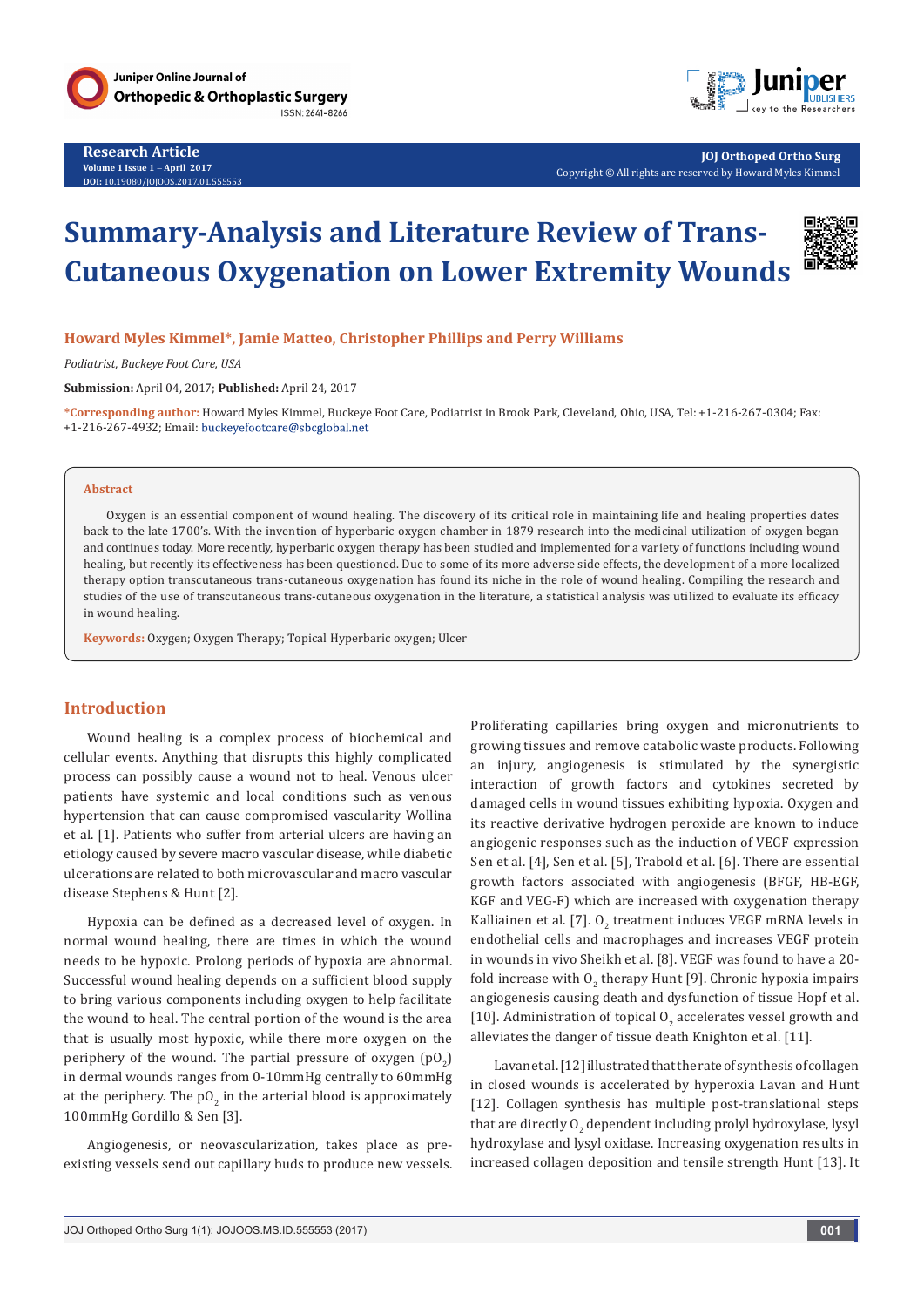Research Article
Volume 1 Issue 1 – April 2017
DOI: 10.19080/JOJOOS.2017.01.555553

JOJ Orthoped Ortho Surg
Copyright © All rights are reserved by Howard Myles Kimmel

# Summary-Analysis and Literature Review of Trans-Cutaneous Oxygenation on Lower Extremity Wounds

**Howard Myles Kimmel*, Jamie Matteo, Christopher Phillips and Perry Williams**

*Podiatrist, Buckeye Foot Care, USA*

**Submission:** April 04, 2017; **Published:** April 24, 2017

***Corresponding author:** Howard Myles Kimmel, Buckeye Foot Care, Podiatrist in Brook Park, Cleveland, Ohio, USA, Tel: +1-216-267-0304; Fax: +1-216-267-4932; Email: buckeyefootcare@sbcglobal.net

## Abstract

Oxygen is an essential component of wound healing. The discovery of its critical role in maintaining life and healing properties dates back to the late 1700's. With the invention of hyperbaric oxygen chamber in 1879 research into the medicinal utilization of oxygen began and continues today. More recently, hyperbaric oxygen therapy has been studied and implemented for a variety of functions including wound healing, but recently its effectiveness has been questioned. Due to some of its more adverse side effects, the development of a more localized therapy option transcutaneous trans-cutaneous oxygenation has found its niche in the role of wound healing. Compiling the research and studies of the use of transcutaneous trans-cutaneous oxygenation in the literature, a statistical analysis was utilized to evaluate its efficacy in wound healing.

**Keywords:** Oxygen; Oxygen Therapy; Topical Hyperbaric oxygen; Ulcer

## Introduction

Wound healing is a complex process of biochemical and cellular events. Anything that disrupts this highly complicated process can possibly cause a wound not to heal. Venous ulcer patients have systemic and local conditions such as venous hypertension that can cause compromised vascularity Wollina et al. [1]. Patients who suffer from arterial ulcers are having an etiology caused by severe macro vascular disease, while diabetic ulcerations are related to both microvascular and macro vascular disease Stephens & Hunt [2].

Hypoxia can be defined as a decreased level of oxygen. In normal wound healing, there are times in which the wound needs to be hypoxic. Prolong periods of hypoxia are abnormal. Successful wound healing depends on a sufficient blood supply to bring various components including oxygen to help facilitate the wound to heal. The central portion of the wound is the area that is usually most hypoxic, while there more oxygen on the periphery of the wound. The partial pressure of oxygen ($pO_2$) in dermal wounds ranges from 0-10mmHg centrally to 60mmHg at the periphery. The $pO_2$ in the arterial blood is approximately 100mmHg Gordillo & Sen [3].

Angiogenesis, or neovascularization, takes place as pre-existing vessels send out capillary buds to produce new vessels. Proliferating capillaries bring oxygen and micronutrients to growing tissues and remove catabolic waste products. Following an injury, angiogenesis is stimulated by the synergistic interaction of growth factors and cytokines secreted by damaged cells in wound tissues exhibiting hypoxia. Oxygen and its reactive derivative hydrogen peroxide are known to induce angiogenic responses such as the induction of VEGF expression Sen et al. [4], Sen et al. [5], Trabold et al. [6]. There are essential growth factors associated with angiogenesis (BFGF, HB-EGF, KGF and VEG-F) which are increased with oxygenation therapy Kalliainen et al. [7]. $O_2$ treatment induces VEGF mRNA levels in endothelial cells and macrophages and increases VEGF protein in wounds in vivo Sheikh et al. [8]. VEGF was found to have a 20-fold increase with $O_2$ therapy Hunt [9]. Chronic hypoxia impairs angiogenesis causing death and dysfunction of tissue Hopf et al. [10]. Administration of topical $O_2$ accelerates vessel growth and alleviates the danger of tissue death Knighton et al. [11].

Lavan et al. [12] illustrated that the rate of synthesis of collagen in closed wounds is accelerated by hyperoxia Lavan and Hunt [12]. Collagen synthesis has multiple post-translational steps that are directly $O_2$ dependent including prolyl hydroxylase, lysyl hydroxylase and lysyl oxidase. Increasing oxygenation results in increased collagen deposition and tensile strength Hunt [13]. It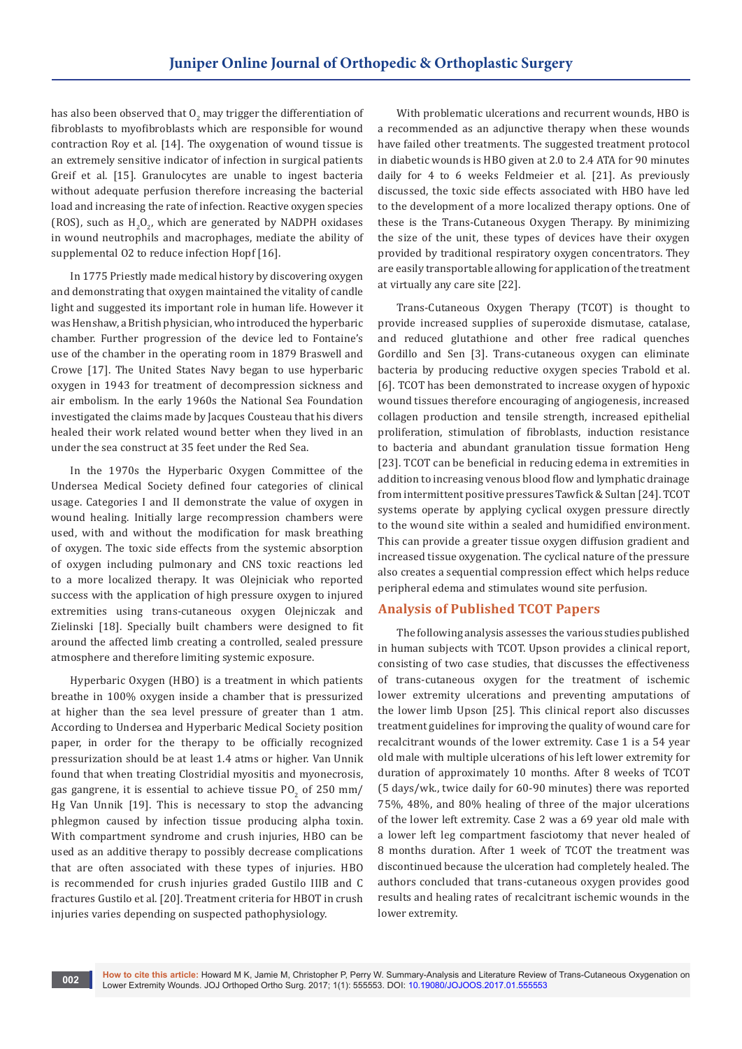has also been observed that $O_2$ may trigger the differentiation of fibroblasts to myofibroblasts which are responsible for wound contraction Roy et al. [14]. The oxygenation of wound tissue is an extremely sensitive indicator of infection in surgical patients Greif et al. [15]. Granulocytes are unable to ingest bacteria without adequate perfusion therefore increasing the bacterial load and increasing the rate of infection. Reactive oxygen species (ROS), such as $H_2O_2$, which are generated by NADPH oxidases in wound neutrophils and macrophages, mediate the ability of supplemental O2 to reduce infection Hopf [16].

In 1775 Priestly made medical history by discovering oxygen and demonstrating that oxygen maintained the vitality of candle light and suggested its important role in human life. However it was Henshaw, a British physician, who introduced the hyperbaric chamber. Further progression of the device led to Fontaine's use of the chamber in the operating room in 1879 Braswell and Crowe [17]. The United States Navy began to use hyperbaric oxygen in 1943 for treatment of decompression sickness and air embolism. In the early 1960s the National Sea Foundation investigated the claims made by Jacques Cousteau that his divers healed their work related wound better when they lived in an under the sea construct at 35 feet under the Red Sea.

In the 1970s the Hyperbaric Oxygen Committee of the Undersea Medical Society defined four categories of clinical usage. Categories I and II demonstrate the value of oxygen in wound healing. Initially large recompression chambers were used, with and without the modification for mask breathing of oxygen. The toxic side effects from the systemic absorption of oxygen including pulmonary and CNS toxic reactions led to a more localized therapy. It was Olejniciak who reported success with the application of high pressure oxygen to injured extremities using trans-cutaneous oxygen Olejniczak and Zielinski [18]. Specially built chambers were designed to fit around the affected limb creating a controlled, sealed pressure atmosphere and therefore limiting systemic exposure.

Hyperbaric Oxygen (HBO) is a treatment in which patients breathe in 100% oxygen inside a chamber that is pressurized at higher than the sea level pressure of greater than 1 atm. According to Undersea and Hyperbaric Medical Society position paper, in order for the therapy to be officially recognized pressurization should be at least 1.4 atms or higher. Van Unnik found that when treating Clostridial myositis and myonecrosis, gas gangrene, it is essential to achieve tissue $PO_2$ of 250 mm/Hg Van Unnik [19]. This is necessary to stop the advancing phlegmon caused by infection tissue producing alpha toxin. With compartment syndrome and crush injuries, HBO can be used as an additive therapy to possibly decrease complications that are often associated with these types of injuries. HBO is recommended for crush injuries graded Gustilo IIIB and C fractures Gustilo et al. [20]. Treatment criteria for HBOT in crush injuries varies depending on suspected pathophysiology.

With problematic ulcerations and recurrent wounds, HBO is a recommended as an adjunctive therapy when these wounds have failed other treatments. The suggested treatment protocol in diabetic wounds is HBO given at 2.0 to 2.4 ATA for 90 minutes daily for 4 to 6 weeks Feldmeier et al. [21]. As previously discussed, the toxic side effects associated with HBO have led to the development of a more localized therapy options. One of these is the Trans-Cutaneous Oxygen Therapy. By minimizing the size of the unit, these types of devices have their oxygen provided by traditional respiratory oxygen concentrators. They are easily transportable allowing for application of the treatment at virtually any care site [22].

Trans-Cutaneous Oxygen Therapy (TCOT) is thought to provide increased supplies of superoxide dismutase, catalase, and reduced glutathione and other free radical quenches Gordillo and Sen [3]. Trans-cutaneous oxygen can eliminate bacteria by producing reductive oxygen species Trabold et al. [6]. TCOT has been demonstrated to increase oxygen of hypoxic wound tissues therefore encouraging of angiogenesis, increased collagen production and tensile strength, increased epithelial proliferation, stimulation of fibroblasts, induction resistance to bacteria and abundant granulation tissue formation Heng [23]. TCOT can be beneficial in reducing edema in extremities in addition to increasing venous blood flow and lymphatic drainage from intermittent positive pressures Tawfick & Sultan [24]. TCOT systems operate by applying cyclical oxygen pressure directly to the wound site within a sealed and humidified environment. This can provide a greater tissue oxygen diffusion gradient and increased tissue oxygenation. The cyclical nature of the pressure also creates a sequential compression effect which helps reduce peripheral edema and stimulates wound site perfusion.

## Analysis of Published TCOT Papers

The following analysis assesses the various studies published in human subjects with TCOT. Upson provides a clinical report, consisting of two case studies, that discusses the effectiveness of trans-cutaneous oxygen for the treatment of ischemic lower extremity ulcerations and preventing amputations of the lower limb Upson [25]. This clinical report also discusses treatment guidelines for improving the quality of wound care for recalcitrant wounds of the lower extremity. Case 1 is a 54 year old male with multiple ulcerations of his left lower extremity for duration of approximately 10 months. After 8 weeks of TCOT (5 days/wk., twice daily for 60-90 minutes) there was reported 75%, 48%, and 80% healing of three of the major ulcerations of the lower left extremity. Case 2 was a 69 year old male with a lower left leg compartment fasciotomy that never healed of 8 months duration. After 1 week of TCOT the treatment was discontinued because the ulceration had completely healed. The authors concluded that trans-cutaneous oxygen provides good results and healing rates of recalcitrant ischemic wounds in the lower extremity.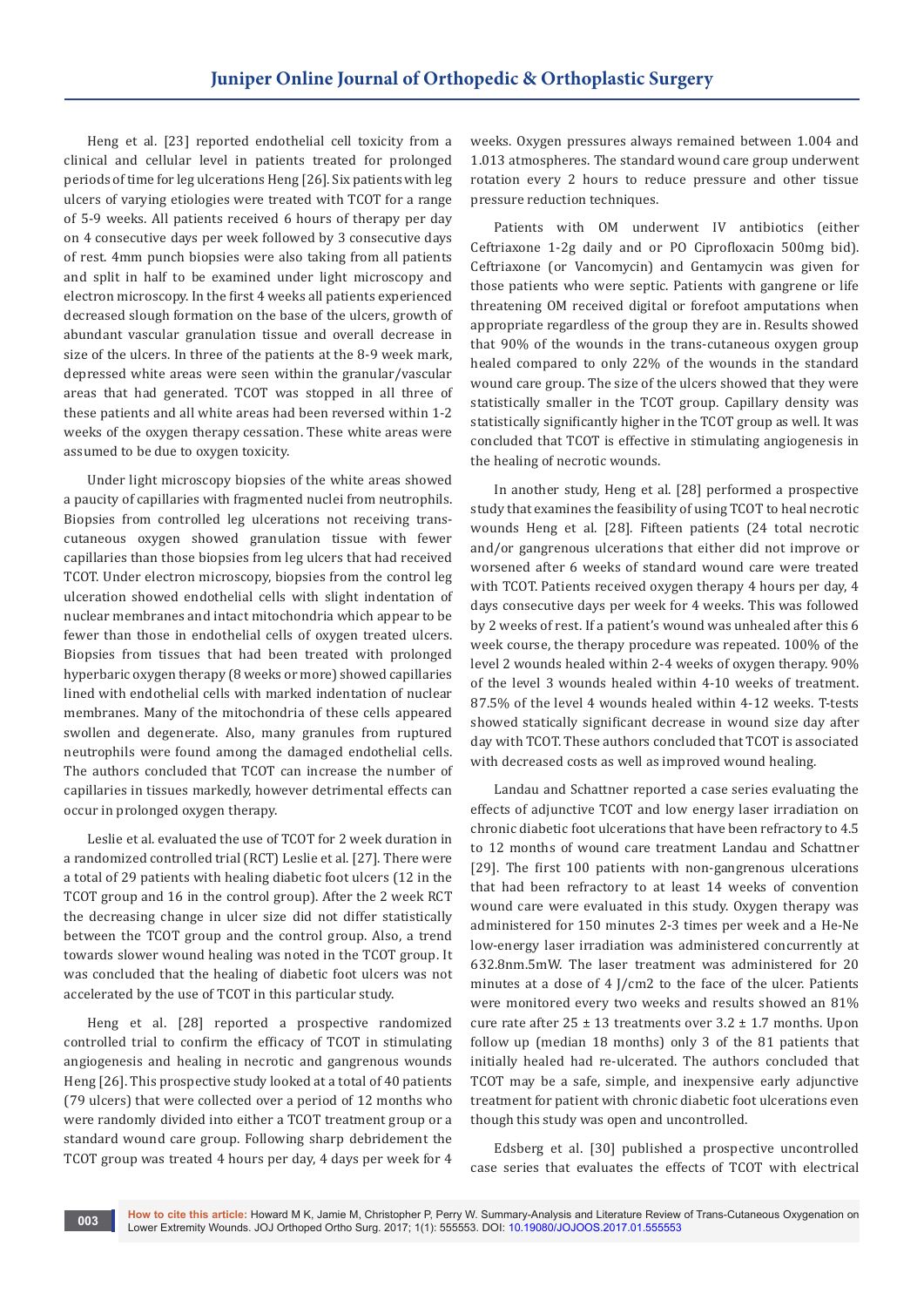Heng et al. [23] reported endothelial cell toxicity from a clinical and cellular level in patients treated for prolonged periods of time for leg ulcerations Heng [26]. Six patients with leg ulcers of varying etiologies were treated with TCOT for a range of 5-9 weeks. All patients received 6 hours of therapy per day on 4 consecutive days per week followed by 3 consecutive days of rest. 4mm punch biopsies were also taking from all patients and split in half to be examined under light microscopy and electron microscopy. In the first 4 weeks all patients experienced decreased slough formation on the base of the ulcers, growth of abundant vascular granulation tissue and overall decrease in size of the ulcers. In three of the patients at the 8-9 week mark, depressed white areas were seen within the granular/vascular areas that had generated. TCOT was stopped in all three of these patients and all white areas had been reversed within 1-2 weeks of the oxygen therapy cessation. These white areas were assumed to be due to oxygen toxicity.

Under light microscopy biopsies of the white areas showed a paucity of capillaries with fragmented nuclei from neutrophils. Biopsies from controlled leg ulcerations not receiving trans-cutaneous oxygen showed granulation tissue with fewer capillaries than those biopsies from leg ulcers that had received TCOT. Under electron microscopy, biopsies from the control leg ulceration showed endothelial cells with slight indentation of nuclear membranes and intact mitochondria which appear to be fewer than those in endothelial cells of oxygen treated ulcers. Biopsies from tissues that had been treated with prolonged hyperbaric oxygen therapy (8 weeks or more) showed capillaries lined with endothelial cells with marked indentation of nuclear membranes. Many of the mitochondria of these cells appeared swollen and degenerate. Also, many granules from ruptured neutrophils were found among the damaged endothelial cells. The authors concluded that TCOT can increase the number of capillaries in tissues markedly, however detrimental effects can occur in prolonged oxygen therapy.

Leslie et al. evaluated the use of TCOT for 2 week duration in a randomized controlled trial (RCT) Leslie et al. [27]. There were a total of 29 patients with healing diabetic foot ulcers (12 in the TCOT group and 16 in the control group). After the 2 week RCT the decreasing change in ulcer size did not differ statistically between the TCOT group and the control group. Also, a trend towards slower wound healing was noted in the TCOT group. It was concluded that the healing of diabetic foot ulcers was not accelerated by the use of TCOT in this particular study.

Heng et al. [28] reported a prospective randomized controlled trial to confirm the efficacy of TCOT in stimulating angiogenesis and healing in necrotic and gangrenous wounds Heng [26]. This prospective study looked at a total of 40 patients (79 ulcers) that were collected over a period of 12 months who were randomly divided into either a TCOT treatment group or a standard wound care group. Following sharp debridement the TCOT group was treated 4 hours per day, 4 days per week for 4 weeks. Oxygen pressures always remained between 1.004 and 1.013 atmospheres. The standard wound care group underwent rotation every 2 hours to reduce pressure and other tissue pressure reduction techniques.

Patients with OM underwent IV antibiotics (either Ceftriaxone 1-2g daily and or PO Ciprofloxacin 500mg bid). Ceftriaxone (or Vancomycin) and Gentamycin was given for those patients who were septic. Patients with gangrene or life threatening OM received digital or forefoot amputations when appropriate regardless of the group they are in. Results showed that 90% of the wounds in the trans-cutaneous oxygen group healed compared to only 22% of the wounds in the standard wound care group. The size of the ulcers showed that they were statistically smaller in the TCOT group. Capillary density was statistically significantly higher in the TCOT group as well. It was concluded that TCOT is effective in stimulating angiogenesis in the healing of necrotic wounds.

In another study, Heng et al. [28] performed a prospective study that examines the feasibility of using TCOT to heal necrotic wounds Heng et al. [28]. Fifteen patients (24 total necrotic and/or gangrenous ulcerations that either did not improve or worsened after 6 weeks of standard wound care were treated with TCOT. Patients received oxygen therapy 4 hours per day, 4 days consecutive days per week for 4 weeks. This was followed by 2 weeks of rest. If a patient's wound was unhealed after this 6 week course, the therapy procedure was repeated. 100% of the level 2 wounds healed within 2-4 weeks of oxygen therapy. 90% of the level 3 wounds healed within 4-10 weeks of treatment. 87.5% of the level 4 wounds healed within 4-12 weeks. T-tests showed statically significant decrease in wound size day after day with TCOT. These authors concluded that TCOT is associated with decreased costs as well as improved wound healing.

Landau and Schattner reported a case series evaluating the effects of adjunctive TCOT and low energy laser irradiation on chronic diabetic foot ulcerations that have been refractory to 4.5 to 12 months of wound care treatment Landau and Schattner [29]. The first 100 patients with non-gangrenous ulcerations that had been refractory to at least 14 weeks of convention wound care were evaluated in this study. Oxygen therapy was administered for 150 minutes 2-3 times per week and a He-Ne low-energy laser irradiation was administered concurrently at 632.8nm.5mW. The laser treatment was administered for 20 minutes at a dose of 4 J/cm2 to the face of the ulcer. Patients were monitored every two weeks and results showed an 81% cure rate after 25 ± 13 treatments over 3.2 ± 1.7 months. Upon follow up (median 18 months) only 3 of the 81 patients that initially healed had re-ulcerated. The authors concluded that TCOT may be a safe, simple, and inexpensive early adjunctive treatment for patient with chronic diabetic foot ulcerations even though this study was open and uncontrolled.

Edsberg et al. [30] published a prospective uncontrolled case series that evaluates the effects of TCOT with electrical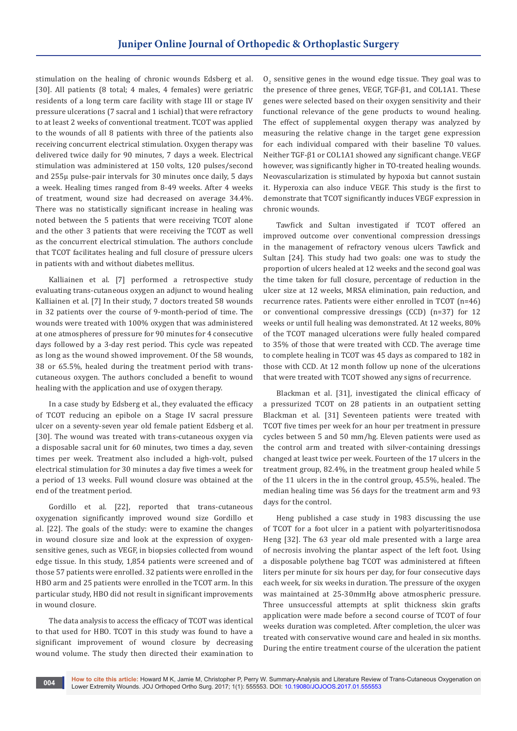stimulation on the healing of chronic wounds Edsberg et al. [30]. All patients (8 total; 4 males, 4 females) were geriatric residents of a long term care facility with stage III or stage IV pressure ulcerations (7 sacral and 1 ischial) that were refractory to at least 2 weeks of conventional treatment. TCOT was applied to the wounds of all 8 patients with three of the patients also receiving concurrent electrical stimulation. Oxygen therapy was delivered twice daily for 90 minutes, 7 days a week. Electrical stimulation was administered at 150 volts, 120 pulses/second and 255µ pulse-pair intervals for 30 minutes once daily, 5 days a week. Healing times ranged from 8-49 weeks. After 4 weeks of treatment, wound size had decreased on average 34.4%. There was no statistically significant increase in healing was noted between the 5 patients that were receiving TCOT alone and the other 3 patients that were receiving the TCOT as well as the concurrent electrical stimulation. The authors conclude that TCOT facilitates healing and full closure of pressure ulcers in patients with and without diabetes mellitus.

Kalliainen et al. [7] performed a retrospective study evaluating trans-cutaneous oxygen an adjunct to wound healing Kalliainen et al. [7] In their study, 7 doctors treated 58 wounds in 32 patients over the course of 9-month-period of time. The wounds were treated with 100% oxygen that was administered at one atmospheres of pressure for 90 minutes for 4 consecutive days followed by a 3-day rest period. This cycle was repeated as long as the wound showed improvement. Of the 58 wounds, 38 or 65.5%, healed during the treatment period with trans-cutaneous oxygen. The authors concluded a benefit to wound healing with the application and use of oxygen therapy.

In a case study by Edsberg et al., they evaluated the efficacy of TCOT reducing an epibole on a Stage IV sacral pressure ulcer on a seventy-seven year old female patient Edsberg et al. [30]. The wound was treated with trans-cutaneous oxygen via a disposable sacral unit for 60 minutes, two times a day, seven times per week. Treatment also included a high-volt, pulsed electrical stimulation for 30 minutes a day five times a week for a period of 13 weeks. Full wound closure was obtained at the end of the treatment period.

Gordillo et al. [22], reported that trans-cutaneous oxygenation significantly improved wound size Gordillo et al. [22]. The goals of the study: were to examine the changes in wound closure size and look at the expression of oxygen-sensitive genes, such as VEGF, in biopsies collected from wound edge tissue. In this study, 1,854 patients were screened and of those 57 patients were enrolled. 32 patients were enrolled in the HBO arm and 25 patients were enrolled in the TCOT arm. In this particular study, HBO did not result in significant improvements in wound closure.

The data analysis to access the efficacy of TCOT was identical to that used for HBO. TCOT in this study was found to have a significant improvement of wound closure by decreasing wound volume. The study then directed their examination to $O_2$ sensitive genes in the wound edge tissue. They goal was to the presence of three genes, VEGF, TGF-β1, and COL1A1. These genes were selected based on their oxygen sensitivity and their functional relevance of the gene products to wound healing. The effect of supplemental oxygen therapy was analyzed by measuring the relative change in the target gene expression for each individual compared with their baseline T0 values. Neither TGF-β1 or COL1A1 showed any significant change. VEGF however, was significantly higher in TO-treated healing wounds. Neovascularization is stimulated by hypoxia but cannot sustain it. Hyperoxia can also induce VEGF. This study is the first to demonstrate that TCOT significantly induces VEGF expression in chronic wounds.

Tawfick and Sultan investigated if TCOT offered an improved outcome over conventional compression dressings in the management of refractory venous ulcers Tawfick and Sultan [24]. This study had two goals: one was to study the proportion of ulcers healed at 12 weeks and the second goal was the time taken for full closure, percentage of reduction in the ulcer size at 12 weeks, MRSA elimination, pain reduction, and recurrence rates. Patients were either enrolled in TCOT (n=46) or conventional compressive dressings (CCD) (n=37) for 12 weeks or until full healing was demonstrated. At 12 weeks, 80% of the TCOT managed ulcerations were fully healed compared to 35% of those that were treated with CCD. The average time to complete healing in TCOT was 45 days as compared to 182 in those with CCD. At 12 month follow up none of the ulcerations that were treated with TCOT showed any signs of recurrence.

Blackman et al. [31], investigated the clinical efficacy of a pressurized TCOT on 28 patients in an outpatient setting Blackman et al. [31] Seventeen patients were treated with TCOT five times per week for an hour per treatment in pressure cycles between 5 and 50 mm/hg. Eleven patients were used as the control arm and treated with silver-containing dressings changed at least twice per week. Fourteen of the 17 ulcers in the treatment group, 82.4%, in the treatment group healed while 5 of the 11 ulcers in the in the control group, 45.5%, healed. The median healing time was 56 days for the treatment arm and 93 days for the control.

Heng published a case study in 1983 discussing the use of TCOT for a foot ulcer in a patient with polyarteritisnodosa Heng [32]. The 63 year old male presented with a large area of necrosis involving the plantar aspect of the left foot. Using a disposable polythene bag TCOT was administered at fifteen liters per minute for six hours per day, for four consecutive days each week, for six weeks in duration. The pressure of the oxygen was maintained at 25-30mmHg above atmospheric pressure. Three unsuccessful attempts at split thickness skin grafts application were made before a second course of TCOT of four weeks duration was completed. After completion, the ulcer was treated with conservative wound care and healed in six months. During the entire treatment course of the ulceration the patient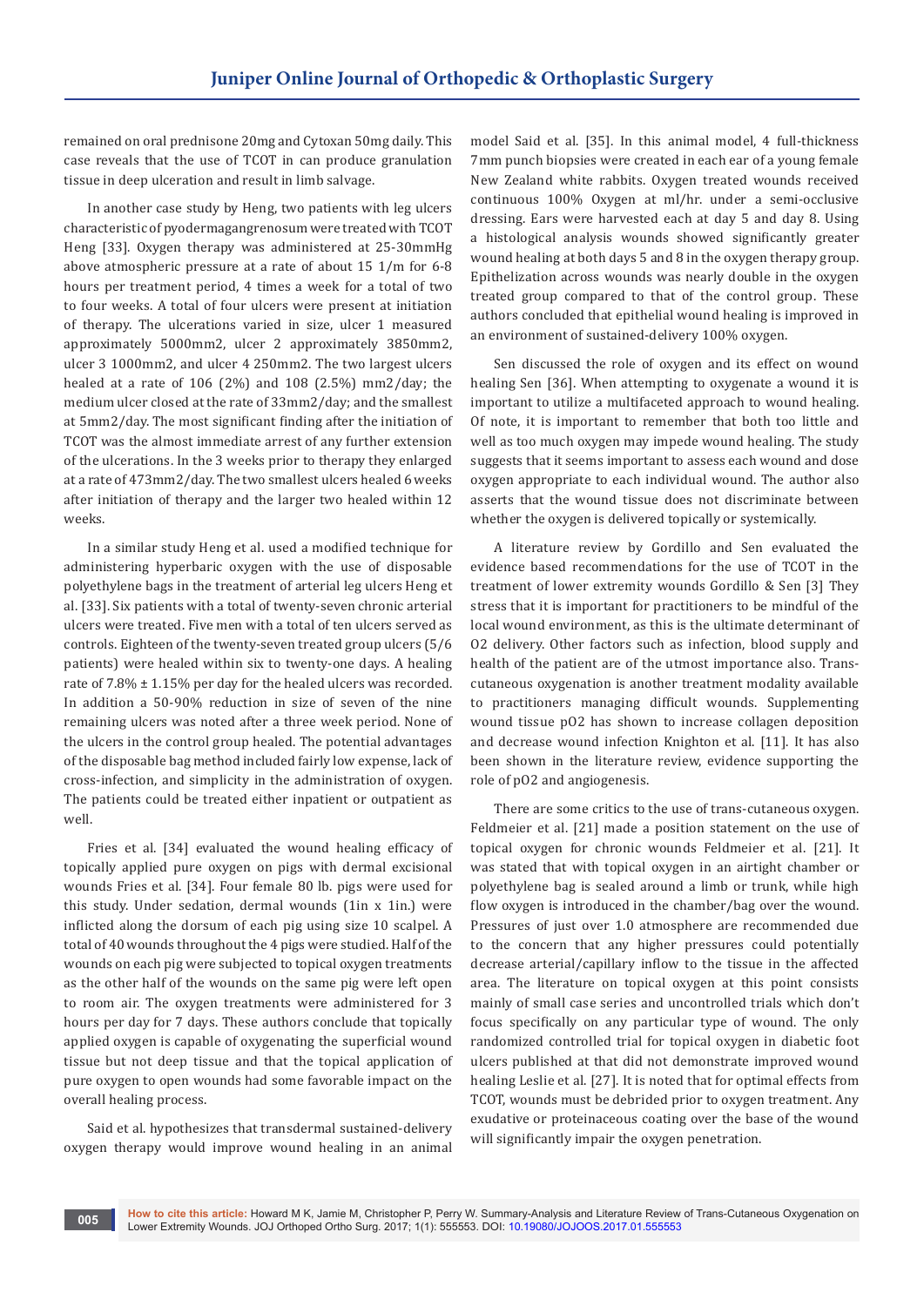remained on oral prednisone 20mg and Cytoxan 50mg daily. This case reveals that the use of TCOT in can produce granulation tissue in deep ulceration and result in limb salvage.

In another case study by Heng, two patients with leg ulcers characteristic of pyodermagangrenosum were treated with TCOT Heng [33]. Oxygen therapy was administered at 25-30mmHg above atmospheric pressure at a rate of about 15 1/m for 6-8 hours per treatment period, 4 times a week for a total of two to four weeks. A total of four ulcers were present at initiation of therapy. The ulcerations varied in size, ulcer 1 measured approximately 5000mm2, ulcer 2 approximately 3850mm2, ulcer 3 1000mm2, and ulcer 4 250mm2. The two largest ulcers healed at a rate of 106 (2%) and 108 (2.5%) mm2/day; the medium ulcer closed at the rate of 33mm2/day; and the smallest at 5mm2/day. The most significant finding after the initiation of TCOT was the almost immediate arrest of any further extension of the ulcerations. In the 3 weeks prior to therapy they enlarged at a rate of 473mm2/day. The two smallest ulcers healed 6 weeks after initiation of therapy and the larger two healed within 12 weeks.

In a similar study Heng et al. used a modified technique for administering hyperbaric oxygen with the use of disposable polyethylene bags in the treatment of arterial leg ulcers Heng et al. [33]. Six patients with a total of twenty-seven chronic arterial ulcers were treated. Five men with a total of ten ulcers served as controls. Eighteen of the twenty-seven treated group ulcers (5/6 patients) were healed within six to twenty-one days. A healing rate of 7.8% ± 1.15% per day for the healed ulcers was recorded. In addition a 50-90% reduction in size of seven of the nine remaining ulcers was noted after a three week period. None of the ulcers in the control group healed. The potential advantages of the disposable bag method included fairly low expense, lack of cross-infection, and simplicity in the administration of oxygen. The patients could be treated either inpatient or outpatient as well.

Fries et al. [34] evaluated the wound healing efficacy of topically applied pure oxygen on pigs with dermal excisional wounds Fries et al. [34]. Four female 80 lb. pigs were used for this study. Under sedation, dermal wounds (1in x 1in.) were inflicted along the dorsum of each pig using size 10 scalpel. A total of 40 wounds throughout the 4 pigs were studied. Half of the wounds on each pig were subjected to topical oxygen treatments as the other half of the wounds on the same pig were left open to room air. The oxygen treatments were administered for 3 hours per day for 7 days. These authors conclude that topically applied oxygen is capable of oxygenating the superficial wound tissue but not deep tissue and that the topical application of pure oxygen to open wounds had some favorable impact on the overall healing process.

Said et al. hypothesizes that transdermal sustained-delivery oxygen therapy would improve wound healing in an animal model Said et al. [35]. In this animal model, 4 full-thickness 7mm punch biopsies were created in each ear of a young female New Zealand white rabbits. Oxygen treated wounds received continuous 100% Oxygen at ml/hr. under a semi-occlusive dressing. Ears were harvested each at day 5 and day 8. Using a histological analysis wounds showed significantly greater wound healing at both days 5 and 8 in the oxygen therapy group. Epithelization across wounds was nearly double in the oxygen treated group compared to that of the control group. These authors concluded that epithelial wound healing is improved in an environment of sustained-delivery 100% oxygen.

Sen discussed the role of oxygen and its effect on wound healing Sen [36]. When attempting to oxygenate a wound it is important to utilize a multifaceted approach to wound healing. Of note, it is important to remember that both too little and well as too much oxygen may impede wound healing. The study suggests that it seems important to assess each wound and dose oxygen appropriate to each individual wound. The author also asserts that the wound tissue does not discriminate between whether the oxygen is delivered topically or systemically.

A literature review by Gordillo and Sen evaluated the evidence based recommendations for the use of TCOT in the treatment of lower extremity wounds Gordillo & Sen [3] They stress that it is important for practitioners to be mindful of the local wound environment, as this is the ultimate determinant of O2 delivery. Other factors such as infection, blood supply and health of the patient are of the utmost importance also. Trans-cutaneous oxygenation is another treatment modality available to practitioners managing difficult wounds. Supplementing wound tissue pO2 has shown to increase collagen deposition and decrease wound infection Knighton et al. [11]. It has also been shown in the literature review, evidence supporting the role of pO2 and angiogenesis.

There are some critics to the use of trans-cutaneous oxygen. Feldmeier et al. [21] made a position statement on the use of topical oxygen for chronic wounds Feldmeier et al. [21]. It was stated that with topical oxygen in an airtight chamber or polyethylene bag is sealed around a limb or trunk, while high flow oxygen is introduced in the chamber/bag over the wound. Pressures of just over 1.0 atmosphere are recommended due to the concern that any higher pressures could potentially decrease arterial/capillary inflow to the tissue in the affected area. The literature on topical oxygen at this point consists mainly of small case series and uncontrolled trials which don't focus specifically on any particular type of wound. The only randomized controlled trial for topical oxygen in diabetic foot ulcers published at that did not demonstrate improved wound healing Leslie et al. [27]. It is noted that for optimal effects from TCOT, wounds must be debrided prior to oxygen treatment. Any exudative or proteinaceous coating over the base of the wound will significantly impair the oxygen penetration.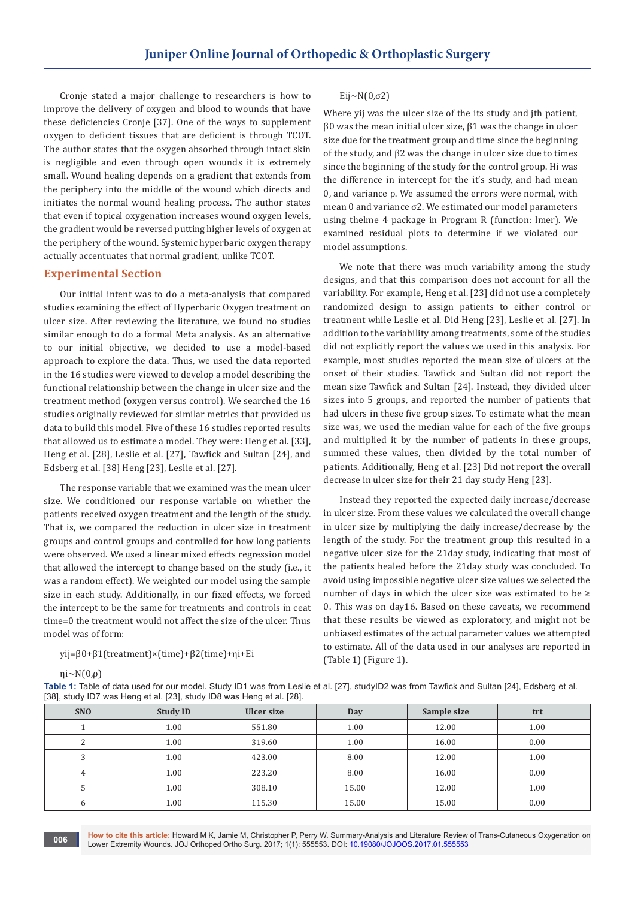Cronje stated a major challenge to researchers is how to improve the delivery of oxygen and blood to wounds that have these deficiencies Cronje [37]. One of the ways to supplement oxygen to deficient tissues that are deficient is through TCOT. The author states that the oxygen absorbed through intact skin is negligible and even through open wounds it is extremely small. Wound healing depends on a gradient that extends from the periphery into the middle of the wound which directs and initiates the normal wound healing process. The author states that even if topical oxygenation increases wound oxygen levels, the gradient would be reversed putting higher levels of oxygen at the periphery of the wound. Systemic hyperbaric oxygen therapy actually accentuates that normal gradient, unlike TCOT.

## Experimental Section

Our initial intent was to do a meta-analysis that compared studies examining the effect of Hyperbaric Oxygen treatment on ulcer size. After reviewing the literature, we found no studies similar enough to do a formal Meta analysis. As an alternative to our initial objective, we decided to use a model-based approach to explore the data. Thus, we used the data reported in the 16 studies were viewed to develop a model describing the functional relationship between the change in ulcer size and the treatment method (oxygen versus control). We searched the 16 studies originally reviewed for similar metrics that provided us data to build this model. Five of these 16 studies reported results that allowed us to estimate a model. They were: Heng et al. [33], Heng et al. [28], Leslie et al. [27], Tawfick and Sultan [24], and Edsberg et al. [38] Heng [23], Leslie et al. [27].

The response variable that we examined was the mean ulcer size. We conditioned our response variable on whether the patients received oxygen treatment and the length of the study. That is, we compared the reduction in ulcer size in treatment groups and control groups and controlled for how long patients were observed. We used a linear mixed effects regression model that allowed the intercept to change based on the study (i.e., it was a random effect). We weighted our model using the sample size in each study. Additionally, in our fixed effects, we forced the intercept to be the same for treatments and controls in ceat time=0 the treatment would not affect the size of the ulcer. Thus model was of form:

$$y_{ij}=\beta_0+\beta_1(\text{treatment})\times(\text{time})+\beta_2(\text{time})+\eta_i+E_i$$

$$\eta_i \sim N(0,\rho)$$

$$E_{ij} \sim N(0,\sigma^2)$$

Where $y_{ij}$ was the ulcer size of the its study and jth patient, $\beta_0$ was the mean initial ulcer size, $\beta_1$ was the change in ulcer size due for the treatment group and time since the beginning of the study, and $\beta_2$ was the change in ulcer size due to times since the beginning of the study for the control group. $H_i$ was the difference in intercept for the it's study, and had mean 0, and variance $\rho$. We assumed the errors were normal, with mean 0 and variance $\sigma^2$. We estimated our model parameters using thelme 4 package in Program R (function: lmer). We examined residual plots to determine if we violated our model assumptions.

We note that there was much variability among the study designs, and that this comparison does not account for all the variability. For example, Heng et al. [23] did not use a completely randomized design to assign patients to either control or treatment while Leslie et al. Did Heng [23], Leslie et al. [27]. In addition to the variability among treatments, some of the studies did not explicitly report the values we used in this analysis. For example, most studies reported the mean size of ulcers at the onset of their studies. Tawfick and Sultan did not report the mean size Tawfick and Sultan [24]. Instead, they divided ulcer sizes into 5 groups, and reported the number of patients that had ulcers in these five group sizes. To estimate what the mean size was, we used the median value for each of the five groups and multiplied it by the number of patients in these groups, summed these values, then divided by the total number of patients. Additionally, Heng et al. [23] Did not report the overall decrease in ulcer size for their 21 day study Heng [23].

Instead they reported the expected daily increase/decrease in ulcer size. From these values we calculated the overall change in ulcer size by multiplying the daily increase/decrease by the length of the study. For the treatment group this resulted in a negative ulcer size for the 21day study, indicating that most of the patients healed before the 21day study was concluded. To avoid using impossible negative ulcer size values we selected the number of days in which the ulcer size was estimated to be ≥ 0. This was on day16. Based on these caveats, we recommend that these results be viewed as exploratory, and might not be unbiased estimates of the actual parameter values we attempted to estimate. All of the data used in our analyses are reported in (Table 1) (Figure 1).

**Table 1:** Table of data used for our model. Study ID1 was from Leslie et al. [27], studyID2 was from Tawfick and Sultan [24], Edsberg et al. [38], study ID7 was Heng et al. [23], study ID8 was Heng et al. [28].

| SNO | Study ID | Ulcer size | Day | Sample size | trt |
|---|---|---|---|---|---|
| 1 | 1.00 | 551.80 | 1.00 | 12.00 | 1.00 |
| 2 | 1.00 | 319.60 | 1.00 | 16.00 | 0.00 |
| 3 | 1.00 | 423.00 | 8.00 | 12.00 | 1.00 |
| 4 | 1.00 | 223.20 | 8.00 | 16.00 | 0.00 |
| 5 | 1.00 | 308.10 | 15.00 | 12.00 | 1.00 |
| 6 | 1.00 | 115.30 | 15.00 | 15.00 | 0.00 |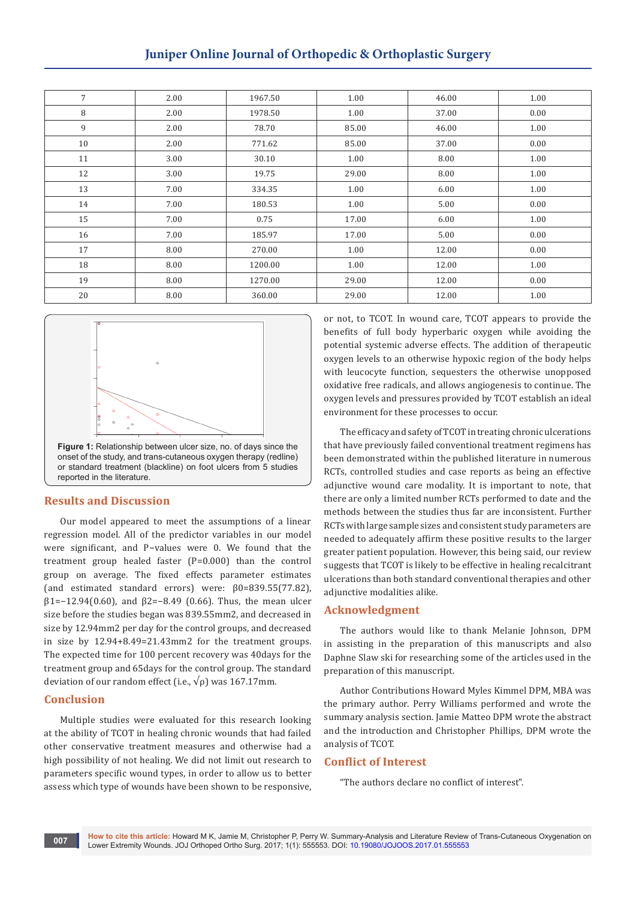| 7 | 2.00 | 1967.50 | 1.00 | 46.00 | 1.00 |
|---|---|---|---|---|---|
| 8 | 2.00 | 1978.50 | 1.00 | 37.00 | 0.00 |
| 9 | 2.00 | 78.70 | 85.00 | 46.00 | 1.00 |
| 10 | 2.00 | 771.62 | 85.00 | 37.00 | 0.00 |
| 11 | 3.00 | 30.10 | 1.00 | 8.00 | 1.00 |
| 12 | 3.00 | 19.75 | 29.00 | 8.00 | 1.00 |
| 13 | 7.00 | 334.35 | 1.00 | 6.00 | 1.00 |
| 14 | 7.00 | 180.53 | 1.00 | 5.00 | 0.00 |
| 15 | 7.00 | 0.75 | 17.00 | 6.00 | 1.00 |
| 16 | 7.00 | 185.97 | 17.00 | 5.00 | 0.00 |
| 17 | 8.00 | 270.00 | 1.00 | 12.00 | 0.00 |
| 18 | 8.00 | 1200.00 | 1.00 | 12.00 | 1.00 |
| 19 | 8.00 | 1270.00 | 29.00 | 12.00 | 0.00 |
| 20 | 8.00 | 360.00 | 29.00 | 12.00 | 1.00 |

**Figure 1:** Relationship between ulcer size, no. of days since the onset of the study, and trans-cutaneous oxygen therapy (redline) or standard treatment (blackline) on foot ulcers from 5 studies reported in the literature.

## Results and Discussion

Our model appeared to meet the assumptions of a linear regression model. All of the predictor variables in our model were significant, and P–values were 0. We found that the treatment group healed faster (P=0.000) than the control group on average. The fixed effects parameter estimates (and estimated standard errors) were: $\beta 0=839.55(77.82)$, $\beta 1=-12.94(0.60)$, and $\beta 2=-8.49$ (0.66). Thus, the mean ulcer size before the studies began was 839.55mm2, and decreased in size by 12.94mm2 per day for the control groups, and decreased in size by 12.94+8.49=21.43mm2 for the treatment groups. The expected time for 100 percent recovery was 40days for the treatment group and 65days for the control group. The standard deviation of our random effect (i.e., $\sqrt{\rho}$) was 167.17mm.

## Conclusion

Multiple studies were evaluated for this research looking at the ability of TCOT in healing chronic wounds that had failed other conservative treatment measures and otherwise had a high possibility of not healing. We did not limit out research to parameters specific wound types, in order to allow us to better assess which type of wounds have been shown to be responsive, or not, to TCOT. In wound care, TCOT appears to provide the benefits of full body hyperbaric oxygen while avoiding the potential systemic adverse effects. The addition of therapeutic oxygen levels to an otherwise hypoxic region of the body helps with leucocyte function, sequesters the otherwise unopposed oxidative free radicals, and allows angiogenesis to continue. The oxygen levels and pressures provided by TCOT establish an ideal environment for these processes to occur.

The efficacy and safety of TCOT in treating chronic ulcerations that have previously failed conventional treatment regimens has been demonstrated within the published literature in numerous RCTs, controlled studies and case reports as being an effective adjunctive wound care modality. It is important to note, that there are only a limited number RCTs performed to date and the methods between the studies thus far are inconsistent. Further RCTs with large sample sizes and consistent study parameters are needed to adequately affirm these positive results to the larger greater patient population. However, this being said, our review suggests that TCOT is likely to be effective in healing recalcitrant ulcerations than both standard conventional therapies and other adjunctive modalities alike.

## Acknowledgment

The authors would like to thank Melanie Johnson, DPM in assisting in the preparation of this manuscripts and also Daphne Slaw ski for researching some of the articles used in the preparation of this manuscript.

Author Contributions Howard Myles Kimmel DPM, MBA was the primary author. Perry Williams performed and wrote the summary analysis section. Jamie Matteo DPM wrote the abstract and the introduction and Christopher Phillips, DPM wrote the analysis of TCOT.

## Conflict of Interest

"The authors declare no conflict of interest".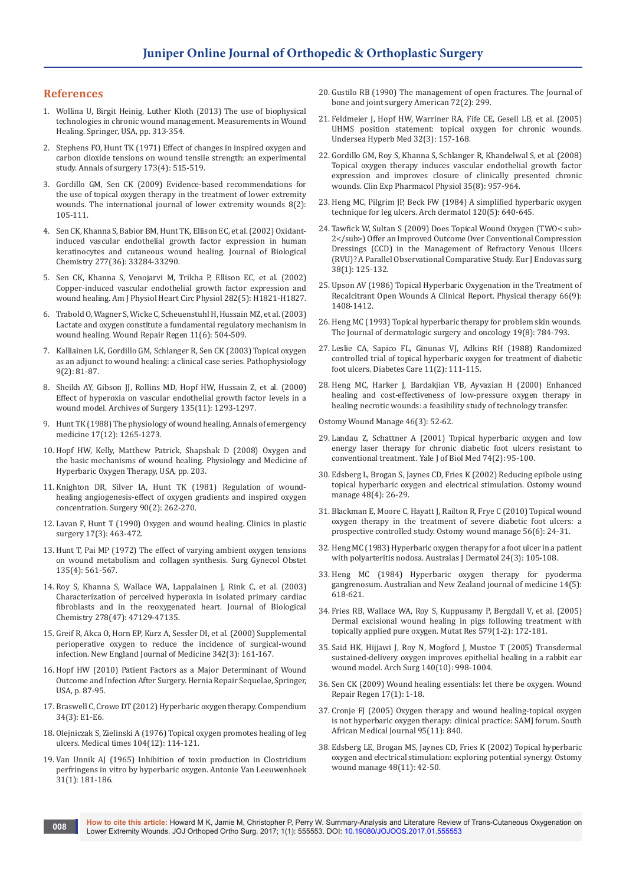## References

1. Wollina U, Birgit Heinig, Luther Kloth (2013) The use of biophysical technologies in chronic wound management. Measurements in Wound Healing. Springer, USA, pp. 313-354.
2. Stephens FO, Hunt TK (1971) Effect of changes in inspired oxygen and carbon dioxide tensions on wound tensile strength: an experimental study. Annals of surgery 173(4): 515-519.
3. Gordillo GM, Sen CK (2009) Evidence-based recommendations for the use of topical oxygen therapy in the treatment of lower extremity wounds. The international journal of lower extremity wounds 8(2): 105-111.
4. Sen CK, Khanna S, Babior BM, Hunt TK, Ellison EC, et al. (2002) Oxidant-induced vascular endothelial growth factor expression in human keratinocytes and cutaneous wound healing. Journal of Biological Chemistry 277(36): 33284-33290.
5. Sen CK, Khanna S, Venojarvi M, Trikha P, Ellison EC, et al. (2002) Copper-induced vascular endothelial growth factor expression and wound healing. Am J Physiol Heart Circ Physiol 282(5): H1821-H1827.
6. Trabold O, Wagner S, Wicke C, Scheuenstuhl H, Hussain MZ, et al. (2003) Lactate and oxygen constitute a fundamental regulatory mechanism in wound healing. Wound Repair Regen 11(6): 504-509.
7. Kalliainen LK, Gordillo GM, Schlanger R, Sen CK (2003) Topical oxygen as an adjunct to wound healing: a clinical case series. Pathophysiology 9(2): 81-87.
8. Sheikh AY, Gibson JJ, Rollins MD, Hopf HW, Hussain Z, et al. (2000) Effect of hyperoxia on vascular endothelial growth factor levels in a wound model. Archives of Surgery 135(11): 1293-1297.
9. Hunt TK (1988) The physiology of wound healing. Annals of emergency medicine 17(12): 1265-1273.
10. Hopf HW, Kelly, Matthew Patrick, Shapshak D (2008) Oxygen and the basic mechanisms of wound healing. Physiology and Medicine of Hyperbaric Oxygen Therapy, USA, pp. 203.
11. Knighton DR, Silver IA, Hunt TK (1981) Regulation of wound-healing angiogenesis-effect of oxygen gradients and inspired oxygen concentration. Surgery 90(2): 262-270.
12. Lavan F, Hunt T (1990) Oxygen and wound healing. Clinics in plastic surgery 17(3): 463-472.
13. Hunt T, Pai MP (1972) The effect of varying ambient oxygen tensions on wound metabolism and collagen synthesis. Surg Gynecol Obstet 135(4): 561-567.
14. Roy S, Khanna S, Wallace WA, Lappalainen J, Rink C, et al. (2003) Characterization of perceived hyperoxia in isolated primary cardiac fibroblasts and in the reoxygenated heart. Journal of Biological Chemistry 278(47): 47129-47135.
15. Greif R, Akca O, Horn EP, Kurz A, Sessler DI, et al. (2000) Supplemental perioperative oxygen to reduce the incidence of surgical-wound infection. New England Journal of Medicine 342(3): 161-167.
16. Hopf HW (2010) Patient Factors as a Major Determinant of Wound Outcome and Infection After Surgery. Hernia Repair Sequelae, Springer, USA, p. 87-95.
17. Braswell C, Crowe DT (2012) Hyperbaric oxygen therapy. Compendium 34(3): E1-E6.
18. Olejniczak S, Zielinski A (1976) Topical oxygen promotes healing of leg ulcers. Medical times 104(12): 114-121.
19. Van Unnik AJ (1965) Inhibition of toxin production in Clostridium perfringens in vitro by hyperbaric oxygen. Antonie Van Leeuwenhoek 31(1): 181-186.
20. Gustilo RB (1990) The management of open fractures. The Journal of bone and joint surgery American 72(2): 299.
21. Feldmeier J, Hopf HW, Warriner RA, Fife CE, Gesell LB, et al. (2005) UHMS position statement: topical oxygen for chronic wounds. Undersea Hyperb Med 32(3): 157-168.
22. Gordillo GM, Roy S, Khanna S, Schlanger R, Khandelwal S, et al. (2008) Topical oxygen therapy induces vascular endothelial growth factor expression and improves closure of clinically presented chronic wounds. Clin Exp Pharmacol Physiol 35(8): 957-964.
23. Heng MC, Pilgrim JP, Beck FW (1984) A simplified hyperbaric oxygen technique for leg ulcers. Arch dermatol 120(5): 640-645.
24. Tawfick W, Sultan S (2009) Does Topical Wound Oxygen (TWO< sub> 2</sub>) Offer an Improved Outcome Over Conventional Compression Dressings (CCD) in the Management of Refractory Venous Ulcers (RVU)? A Parallel Observational Comparative Study. Eur J Endovas surg 38(1): 125-132.
25. Upson AV (1986) Topical Hyperbaric Oxygenation in the Treatment of Recalcitrant Open Wounds A Clinical Report. Physical therapy 66(9): 1408-1412.
26. Heng MC (1993) Topical hyperbaric therapy for problem skin wounds. The Journal of dermatologic surgery and oncology 19(8): 784-793.
27. Leslie CA, Sapico FL, Ginunas VJ, Adkins RH (1988) Randomized controlled trial of topical hyperbaric oxygen for treatment of diabetic foot ulcers. Diabetes Care 11(2): 111-115.
28. Heng MC, Harker J, Bardakjian VB, Ayvazian H (2000) Enhanced healing and cost-effectiveness of low-pressure oxygen therapy in healing necrotic wounds: a feasibility study of technology transfer. Ostomy Wound Manage 46(3): 52-62.
29. Landau Z, Schattner A (2001) Topical hyperbaric oxygen and low energy laser therapy for chronic diabetic foot ulcers resistant to conventional treatment. Yale J of Biol Med 74(2): 95-100.
30. Edsberg L, Brogan S, Jaynes CD, Fries K (2002) Reducing epibole using topical hyperbaric oxygen and electrical stimulation. Ostomy wound manage 48(4): 26-29.
31. Blackman E, Moore C, Hayatt J, Railton R, Frye C (2010) Topical wound oxygen therapy in the treatment of severe diabetic foot ulcers: a prospective controlled study. Ostomy wound manage 56(6): 24-31.
32. Heng MC (1983) Hyperbaric oxygen therapy for a foot ulcer in a patient with polyarteritis nodosa. Australas J Dermatol 24(3): 105-108.
33. Heng MC (1984) Hyperbaric oxygen therapy for pyoderma gangrenosum. Australian and New Zealand journal of medicine 14(5): 618-621.
34. Fries RB, Wallace WA, Roy S, Kuppusamy P, Bergdall V, et al. (2005) Dermal excisional wound healing in pigs following treatment with topically applied pure oxygen. Mutat Res 579(1-2): 172-181.
35. Said HK, Hijjawi J, Roy N, Mogford J, Mustoe T (2005) Transdermal sustained-delivery oxygen improves epithelial healing in a rabbit ear wound model. Arch Surg 140(10): 998-1004.
36. Sen CK (2009) Wound healing essentials: let there be oxygen. Wound Repair Regen 17(1): 1-18.
37. Cronje FJ (2005) Oxygen therapy and wound healing-topical oxygen is not hyperbaric oxygen therapy: clinical practice: SAMJ forum. South African Medical Journal 95(11): 840.
38. Edsberg LE, Brogan MS, Jaynes CD, Fries K (2002) Topical hyperbaric oxygen and electrical stimulation: exploring potential synergy. Ostomy wound manage 48(11): 42-50.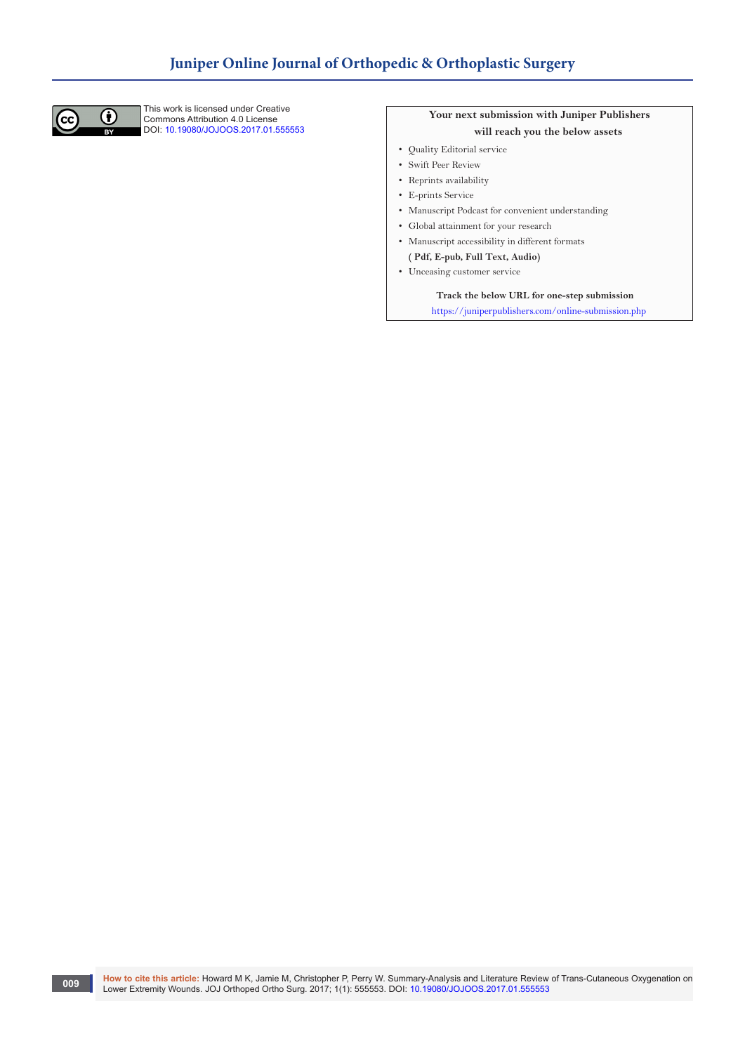This work is licensed under Creative Commons Attribution 4.0 License
DOI: 10.19080/JOJOOS.2017.01.555553

**Your next submission with Juniper Publishers will reach you the below assets**

- Quality Editorial service
- Swift Peer Review
- Reprints availability
- E-prints Service
- Manuscript Podcast for convenient understanding
- Global attainment for your research
- Manuscript accessibility in different formats
  **( Pdf, E-pub, Full Text, Audio)**
- Unceasing customer service

**Track the below URL for one-step submission**
https://juniperpublishers.com/online-submission.php

**How to cite this article:** Howard M K, Jamie M, Christopher P, Perry W. Summary-Analysis and Literature Review of Trans-Cutaneous Oxygenation on Lower Extremity Wounds. JOJ Orthoped Ortho Surg. 2017; 1(1): 555553. DOI: 10.19080/JOJOOS.2017.01.555553